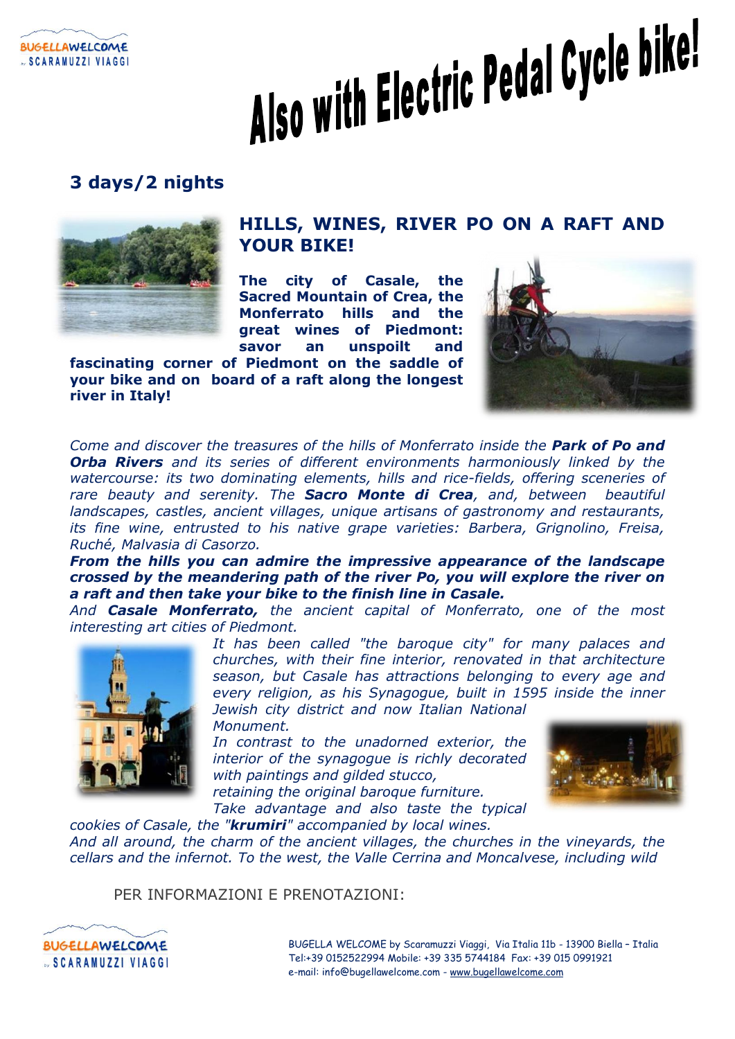BUGELLAWELCOME by SCARAMUZZI VIAGGI

# Also with Electric Pedal Cycle bike!

## 3 days/2 nights

### HILLS, WINES, RIVER PO ON A RAFT AND YOUR BIKE!

**The city of Casale, the Sacred Mountain of Crea, the Monferrato hills and the great wines of Piedmont: savor an unspoilt and fascinating corner of Piedmont on the saddle of your bike and on board of a raft along the longest river in Italy!**

*Come and discover the treasures of the hills of Monferrato inside the **Park of Po and Orba Rivers** and its series of different environments harmoniously linked by the watercourse: its two dominating elements, hills and rice-fields, offering sceneries of rare beauty and serenity. The **Sacro Monte di Crea**, and, between beautiful landscapes, castles, ancient villages, unique artisans of gastronomy and restaurants, its fine wine, entrusted to his native grape varieties: Barbera, Grignolino, Freisa, Ruché, Malvasia di Casorzo.*

***From the hills you can admire the impressive appearance of the landscape crossed by the meandering path of the river Po, you will explore the river on a raft and then take your bike to the finish line in Casale.***

*And **Casale Monferrato,** the ancient capital of Monferrato, one of the most interesting art cities of Piedmont.*

*It has been called "the baroque city" for many palaces and churches, with their fine interior, renovated in that architecture season, but Casale has attractions belonging to every age and every religion, as his Synagogue, built in 1595 inside the inner Jewish city district and now Italian National Monument.*

*In contrast to the unadorned exterior, the interior of the synagogue is richly decorated with paintings and gilded stucco, retaining the original baroque furniture.*

*Take advantage and also taste the typical cookies of Casale, the "**krumiri**" accompanied by local wines.*

*And all around, the charm of the ancient villages, the churches in the vineyards, the cellars and the infernot. To the west, the Valle Cerrina and Moncalvese, including wild*

PER INFORMAZIONI E PRENOTAZIONI:

BUGELLAWELCOME by SCARAMUZZI VIAGGI

BUGELLA WELCOME by Scaramuzzi Viaggi, Via Italia 11b - 13900 Biella – Italia
Tel:+39 0152522994 Mobile: +39 335 5744184 Fax: +39 015 0991921
e-mail: info@bugellawelcome.com - www.bugellawelcome.com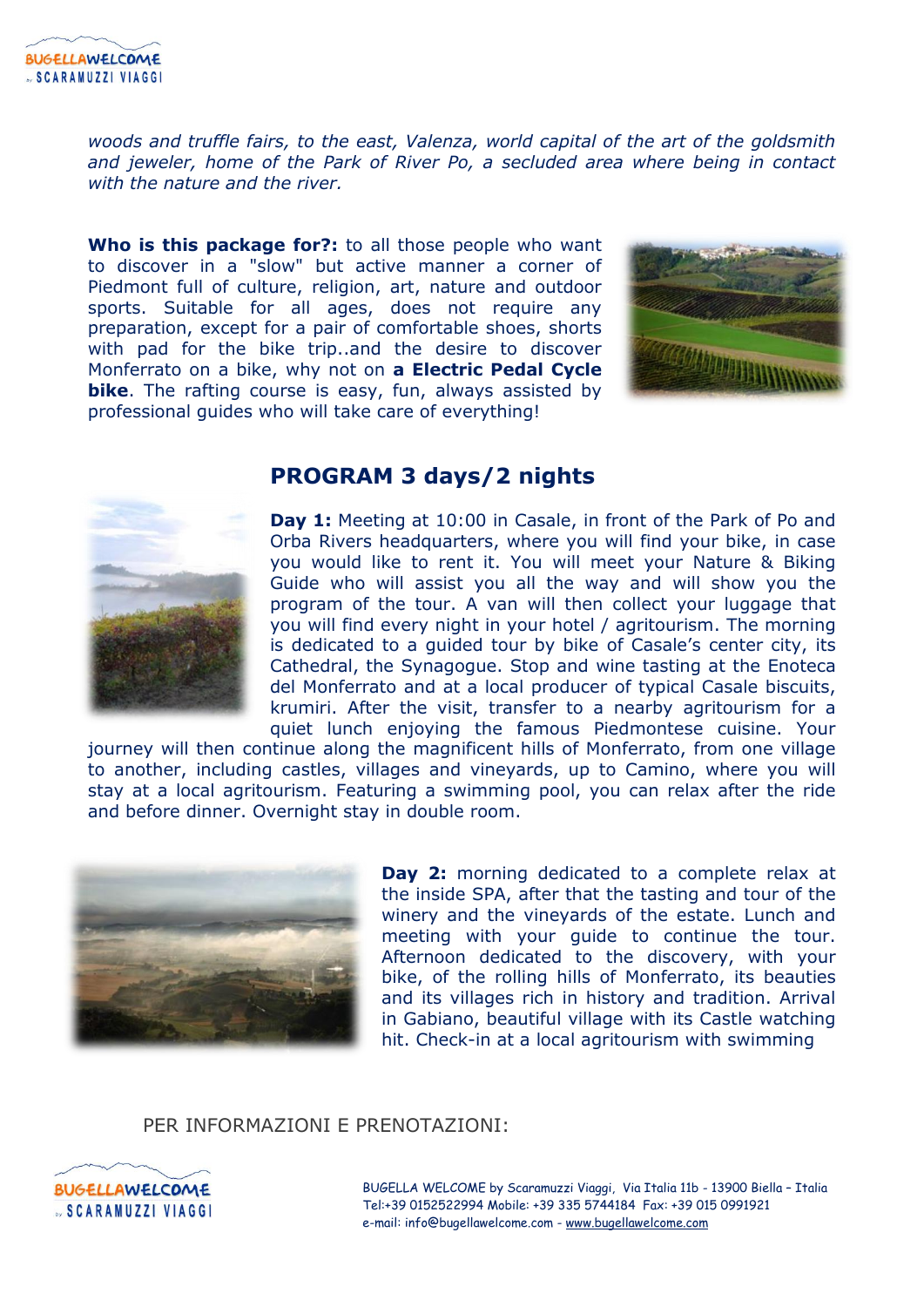*woods and truffle fairs, to the east, Valenza, world capital of the art of the goldsmith and jeweler, home of the Park of River Po, a secluded area where being in contact with the nature and the river.*

**Who is this package for?:** to all those people who want to discover in a "slow" but active manner a corner of Piedmont full of culture, religion, art, nature and outdoor sports. Suitable for all ages, does not require any preparation, except for a pair of comfortable shoes, shorts with pad for the bike trip..and the desire to discover Monferrato on a bike, why not on **a Electric Pedal Cycle bike**. The rafting course is easy, fun, always assisted by professional guides who will take care of everything!

## PROGRAM 3 days/2 nights

**Day 1:** Meeting at 10:00 in Casale, in front of the Park of Po and Orba Rivers headquarters, where you will find your bike, in case you would like to rent it. You will meet your Nature & Biking Guide who will assist you all the way and will show you the program of the tour. A van will then collect your luggage that you will find every night in your hotel / agritourism. The morning is dedicated to a guided tour by bike of Casale's center city, its Cathedral, the Synagogue. Stop and wine tasting at the Enoteca del Monferrato and at a local producer of typical Casale biscuits, krumiri. After the visit, transfer to a nearby agritourism for a quiet lunch enjoying the famous Piedmontese cuisine. Your journey will then continue along the magnificent hills of Monferrato, from one village to another, including castles, villages and vineyards, up to Camino, where you will stay at a local agritourism. Featuring a swimming pool, you can relax after the ride and before dinner. Overnight stay in double room.

**Day 2:** morning dedicated to a complete relax at the inside SPA, after that the tasting and tour of the winery and the vineyards of the estate. Lunch and meeting with your guide to continue the tour. Afternoon dedicated to the discovery, with your bike, of the rolling hills of Monferrato, its beauties and its villages rich in history and tradition. Arrival in Gabiano, beautiful village with its Castle watching hit. Check-in at a local agritourism with swimming

PER INFORMAZIONI E PRENOTAZIONI:

BUGELLA WELCOME by Scaramuzzi Viaggi, Via Italia 11b - 13900 Biella – Italia
Tel:+39 0152522994 Mobile: +39 335 5744184 Fax: +39 015 0991921
e-mail: info@bugellawelcome.com - www.bugellawelcome.com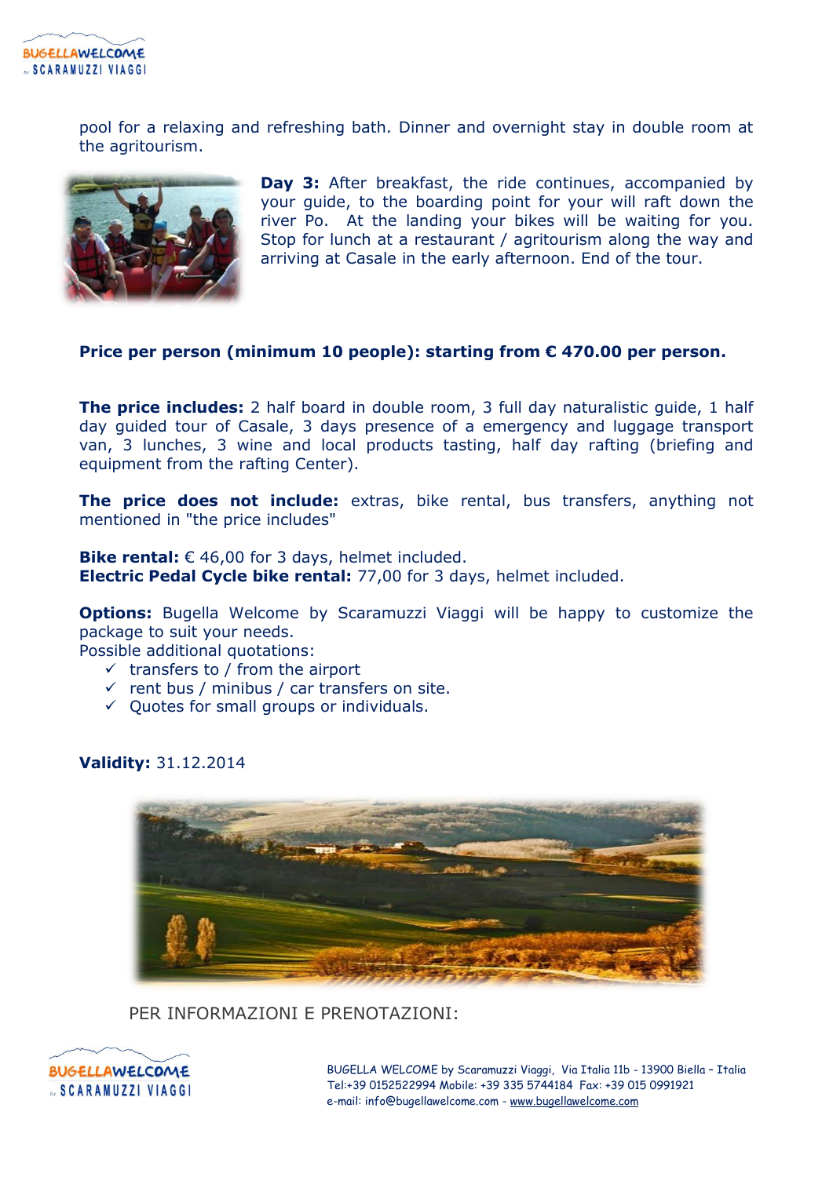pool for a relaxing and refreshing bath. Dinner and overnight stay in double room at the agritourism.

**Day 3:** After breakfast, the ride continues, accompanied by your guide, to the boarding point for your will raft down the river Po. At the landing your bikes will be waiting for you. Stop for lunch at a restaurant / agritourism along the way and arriving at Casale in the early afternoon. End of the tour.

**Price per person (minimum 10 people): starting from € 470.00 per person.**

**The price includes:** 2 half board in double room, 3 full day naturalistic guide, 1 half day guided tour of Casale, 3 days presence of a emergency and luggage transport van, 3 lunches, 3 wine and local products tasting, half day rafting (briefing and equipment from the rafting Center).

**The price does not include:** extras, bike rental, bus transfers, anything not mentioned in "the price includes"

**Bike rental:** € 46,00 for 3 days, helmet included.
**Electric Pedal Cycle bike rental:** 77,00 for 3 days, helmet included.

**Options:** Bugella Welcome by Scaramuzzi Viaggi will be happy to customize the package to suit your needs.
Possible additional quotations:

- ✓ transfers to / from the airport
- ✓ rent bus / minibus / car transfers on site.
- ✓ Quotes for small groups or individuals.

**Validity:** 31.12.2014

PER INFORMAZIONI E PRENOTAZIONI:

BUGELLA WELCOME by Scaramuzzi Viaggi, Via Italia 11b - 13900 Biella – Italia
Tel:+39 0152522994 Mobile: +39 335 5744184 Fax: +39 015 0991921
e-mail: info@bugellawelcome.com - www.bugellawelcome.com